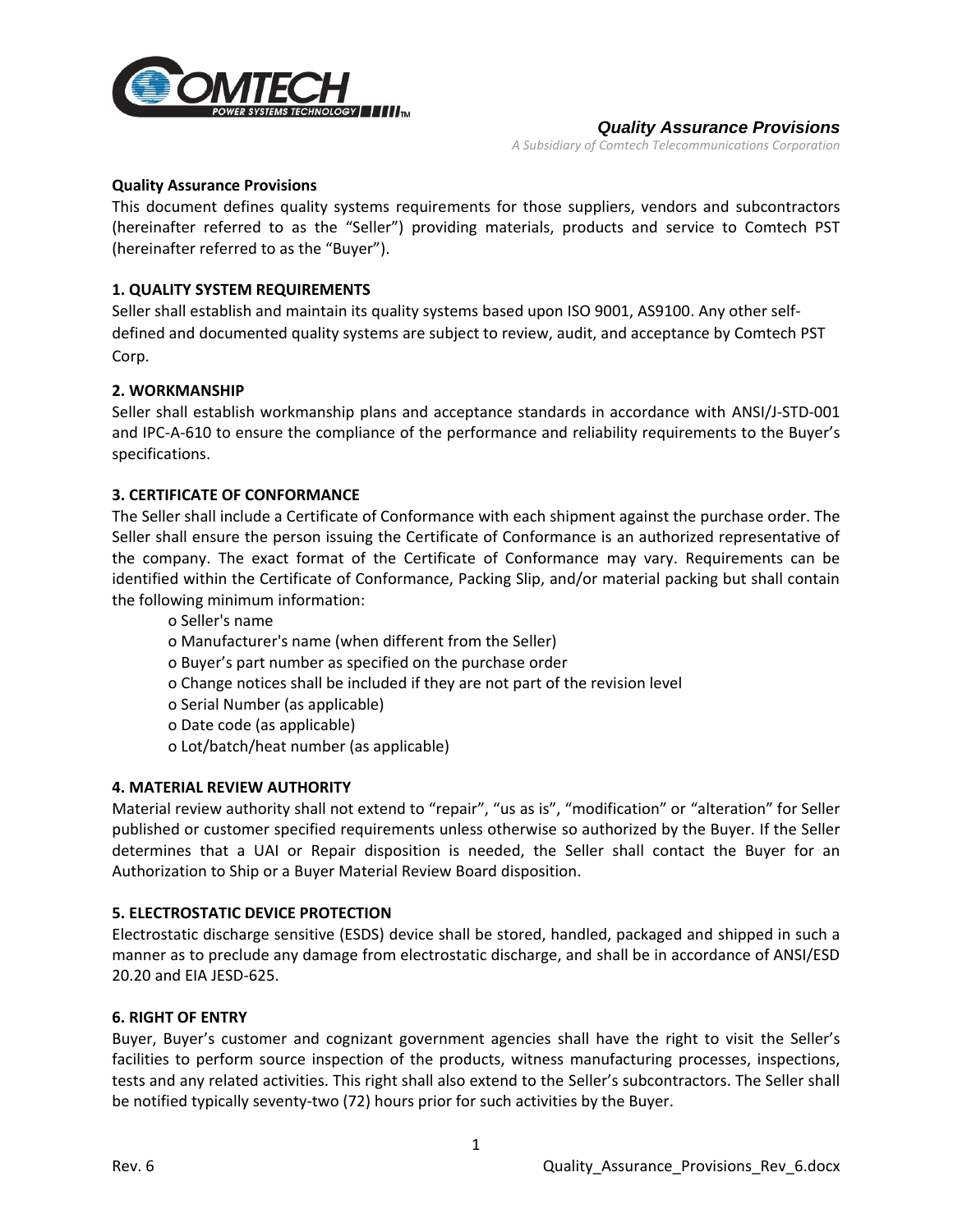**Quality Assurance Provisions**

This document defines quality systems requirements for those suppliers, vendors and subcontractors (hereinafter referred to as the "Seller") providing materials, products and service to Comtech PST (hereinafter referred to as the "Buyer").

## 1. QUALITY SYSTEM REQUIREMENTS

Seller shall establish and maintain its quality systems based upon ISO 9001, AS9100. Any other self-defined and documented quality systems are subject to review, audit, and acceptance by Comtech PST Corp.

## 2. WORKMANSHIP

Seller shall establish workmanship plans and acceptance standards in accordance with ANSI/J-STD-001 and IPC-A-610 to ensure the compliance of the performance and reliability requirements to the Buyer's specifications.

## 3. CERTIFICATE OF CONFORMANCE

The Seller shall include a Certificate of Conformance with each shipment against the purchase order. The Seller shall ensure the person issuing the Certificate of Conformance is an authorized representative of the company. The exact format of the Certificate of Conformance may vary. Requirements can be identified within the Certificate of Conformance, Packing Slip, and/or material packing but shall contain the following minimum information:

- Seller's name
- Manufacturer's name (when different from the Seller)
- Buyer's part number as specified on the purchase order
- Change notices shall be included if they are not part of the revision level
- Serial Number (as applicable)
- Date code (as applicable)
- Lot/batch/heat number (as applicable)

## 4. MATERIAL REVIEW AUTHORITY

Material review authority shall not extend to "repair", "us as is", "modification" or "alteration" for Seller published or customer specified requirements unless otherwise so authorized by the Buyer. If the Seller determines that a UAI or Repair disposition is needed, the Seller shall contact the Buyer for an Authorization to Ship or a Buyer Material Review Board disposition.

## 5. ELECTROSTATIC DEVICE PROTECTION

Electrostatic discharge sensitive (ESDS) device shall be stored, handled, packaged and shipped in such a manner as to preclude any damage from electrostatic discharge, and shall be in accordance of ANSI/ESD 20.20 and EIA JESD-625.

## 6. RIGHT OF ENTRY

Buyer, Buyer's customer and cognizant government agencies shall have the right to visit the Seller's facilities to perform source inspection of the products, witness manufacturing processes, inspections, tests and any related activities. This right shall also extend to the Seller's subcontractors. The Seller shall be notified typically seventy-two (72) hours prior for such activities by the Buyer.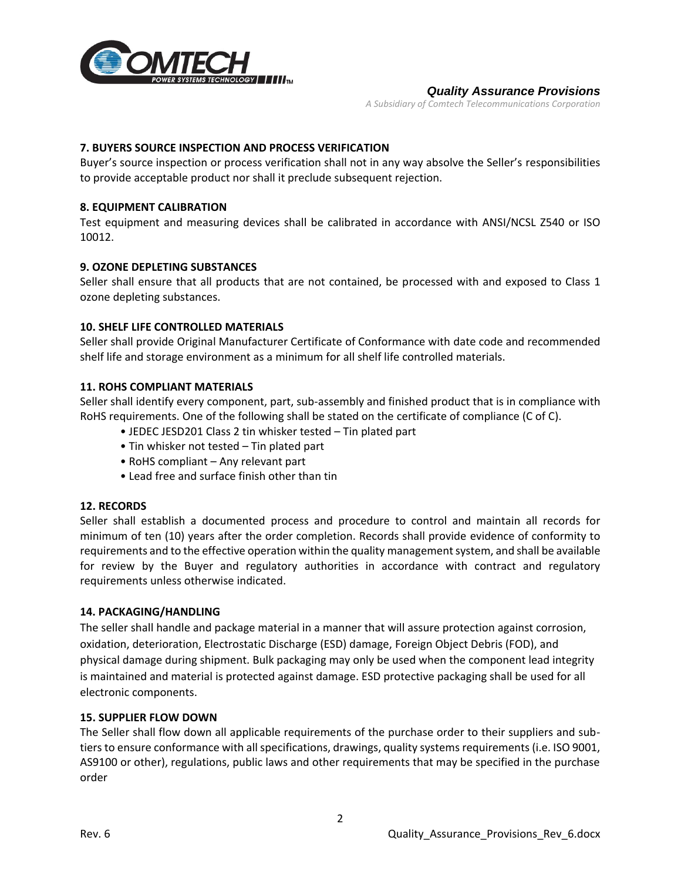**7. BUYERS SOURCE INSPECTION AND PROCESS VERIFICATION**

Buyer's source inspection or process verification shall not in any way absolve the Seller's responsibilities to provide acceptable product nor shall it preclude subsequent rejection.

**8. EQUIPMENT CALIBRATION**

Test equipment and measuring devices shall be calibrated in accordance with ANSI/NCSL Z540 or ISO 10012.

**9. OZONE DEPLETING SUBSTANCES**

Seller shall ensure that all products that are not contained, be processed with and exposed to Class 1 ozone depleting substances.

**10. SHELF LIFE CONTROLLED MATERIALS**

Seller shall provide Original Manufacturer Certificate of Conformance with date code and recommended shelf life and storage environment as a minimum for all shelf life controlled materials.

**11. ROHS COMPLIANT MATERIALS**

Seller shall identify every component, part, sub-assembly and finished product that is in compliance with RoHS requirements. One of the following shall be stated on the certificate of compliance (C of C).

- JEDEC JESD201 Class 2 tin whisker tested – Tin plated part
- Tin whisker not tested – Tin plated part
- RoHS compliant – Any relevant part
- Lead free and surface finish other than tin

**12. RECORDS**

Seller shall establish a documented process and procedure to control and maintain all records for minimum of ten (10) years after the order completion. Records shall provide evidence of conformity to requirements and to the effective operation within the quality management system, and shall be available for review by the Buyer and regulatory authorities in accordance with contract and regulatory requirements unless otherwise indicated.

**14. PACKAGING/HANDLING**

The seller shall handle and package material in a manner that will assure protection against corrosion, oxidation, deterioration, Electrostatic Discharge (ESD) damage, Foreign Object Debris (FOD), and physical damage during shipment. Bulk packaging may only be used when the component lead integrity is maintained and material is protected against damage. ESD protective packaging shall be used for all electronic components.

**15. SUPPLIER FLOW DOWN**

The Seller shall flow down all applicable requirements of the purchase order to their suppliers and sub-tiers to ensure conformance with all specifications, drawings, quality systems requirements (i.e. ISO 9001, AS9100 or other), regulations, public laws and other requirements that may be specified in the purchase order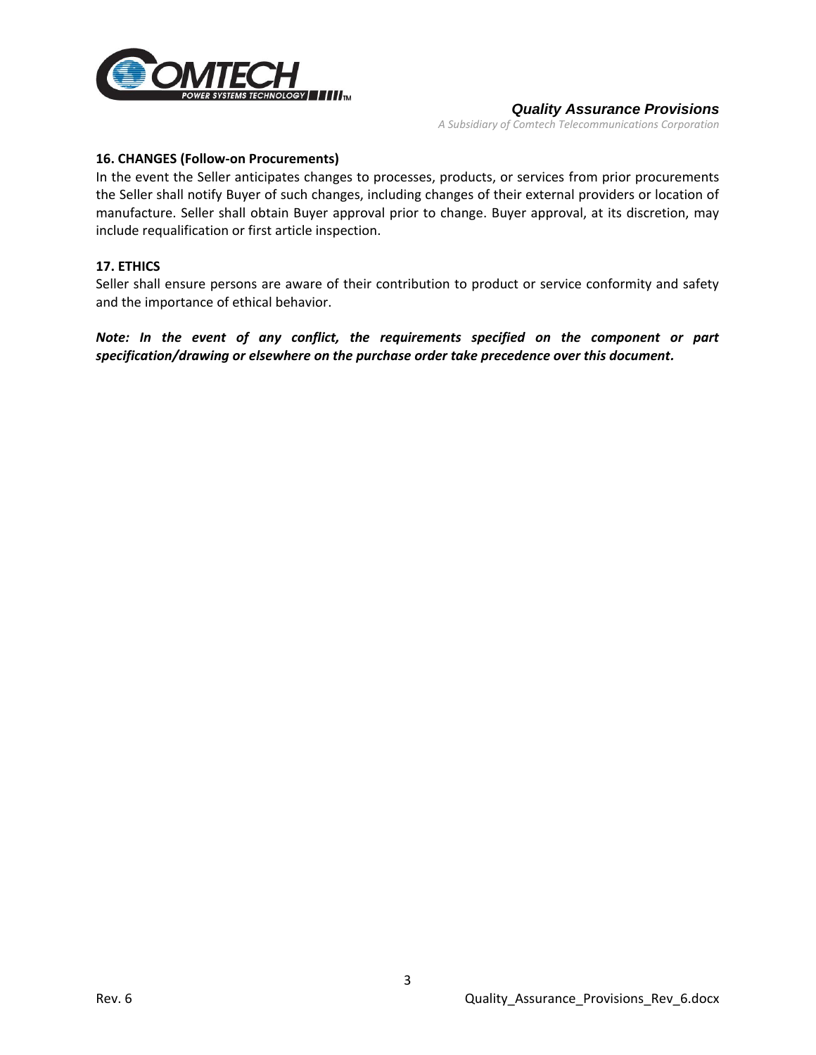### 16. CHANGES (Follow-on Procurements)

In the event the Seller anticipates changes to processes, products, or services from prior procurements the Seller shall notify Buyer of such changes, including changes of their external providers or location of manufacture. Seller shall obtain Buyer approval prior to change. Buyer approval, at its discretion, may include requalification or first article inspection.

### 17. ETHICS

Seller shall ensure persons are aware of their contribution to product or service conformity and safety and the importance of ethical behavior.

***Note: In the event of any conflict, the requirements specified on the component or part specification/drawing or elsewhere on the purchase order take precedence over this document.***